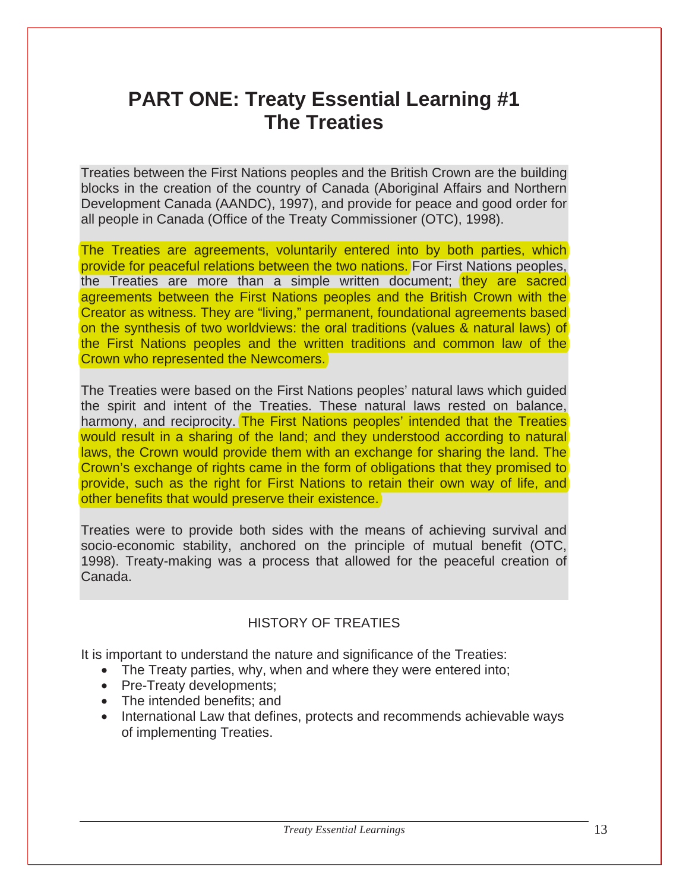# PART ONE: Treaty Essential Learning #1
# The Treaties

Treaties between the First Nations peoples and the British Crown are the building blocks in the creation of the country of Canada (Aboriginal Affairs and Northern Development Canada (AANDC), 1997), and provide for peace and good order for all people in Canada (Office of the Treaty Commissioner (OTC), 1998).

The Treaties are agreements, voluntarily entered into by both parties, which provide for peaceful relations between the two nations. For First Nations peoples, the Treaties are more than a simple written document; they are sacred agreements between the First Nations peoples and the British Crown with the Creator as witness. They are "living," permanent, foundational agreements based on the synthesis of two worldviews: the oral traditions (values & natural laws) of the First Nations peoples and the written traditions and common law of the Crown who represented the Newcomers.

The Treaties were based on the First Nations peoples' natural laws which guided the spirit and intent of the Treaties. These natural laws rested on balance, harmony, and reciprocity. The First Nations peoples' intended that the Treaties would result in a sharing of the land; and they understood according to natural laws, the Crown would provide them with an exchange for sharing the land. The Crown's exchange of rights came in the form of obligations that they promised to provide, such as the right for First Nations to retain their own way of life, and other benefits that would preserve their existence.

Treaties were to provide both sides with the means of achieving survival and socio-economic stability, anchored on the principle of mutual benefit (OTC, 1998). Treaty-making was a process that allowed for the peaceful creation of Canada.

HISTORY OF TREATIES

It is important to understand the nature and significance of the Treaties:

- The Treaty parties, why, when and where they were entered into;
- Pre-Treaty developments;
- The intended benefits; and
- International Law that defines, protects and recommends achievable ways of implementing Treaties.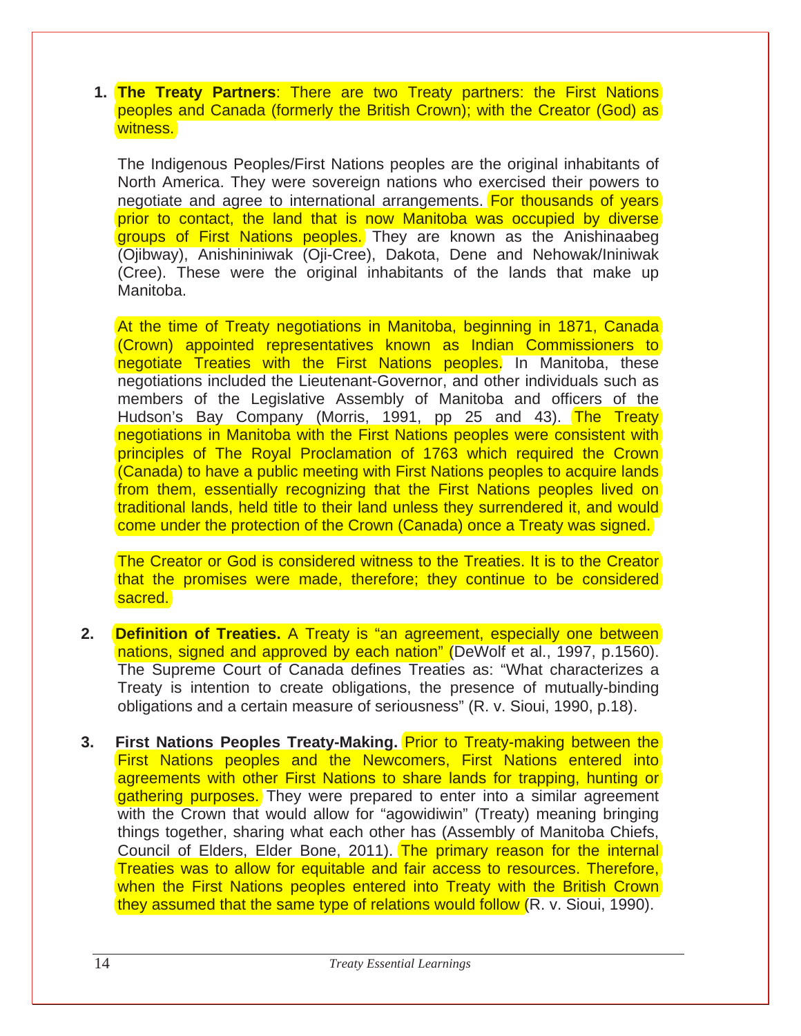1. **The Treaty Partners**: There are two Treaty partners: the First Nations peoples and Canada (formerly the British Crown); with the Creator (God) as witness.

   The Indigenous Peoples/First Nations peoples are the original inhabitants of North America. They were sovereign nations who exercised their powers to negotiate and agree to international arrangements. For thousands of years prior to contact, the land that is now Manitoba was occupied by diverse groups of First Nations peoples. They are known as the Anishinaabeg (Ojibway), Anishininiwak (Oji-Cree), Dakota, Dene and Nehowak/Ininiwak (Cree). These were the original inhabitants of the lands that make up Manitoba.

   At the time of Treaty negotiations in Manitoba, beginning in 1871, Canada (Crown) appointed representatives known as Indian Commissioners to negotiate Treaties with the First Nations peoples. In Manitoba, these negotiations included the Lieutenant-Governor, and other individuals such as members of the Legislative Assembly of Manitoba and officers of the Hudson's Bay Company (Morris, 1991, pp 25 and 43). The Treaty negotiations in Manitoba with the First Nations peoples were consistent with principles of The Royal Proclamation of 1763 which required the Crown (Canada) to have a public meeting with First Nations peoples to acquire lands from them, essentially recognizing that the First Nations peoples lived on traditional lands, held title to their land unless they surrendered it, and would come under the protection of the Crown (Canada) once a Treaty was signed.

   The Creator or God is considered witness to the Treaties. It is to the Creator that the promises were made, therefore; they continue to be considered sacred.

2. **Definition of Treaties.** A Treaty is "an agreement, especially one between nations, signed and approved by each nation" (DeWolf et al., 1997, p.1560). The Supreme Court of Canada defines Treaties as: "What characterizes a Treaty is intention to create obligations, the presence of mutually-binding obligations and a certain measure of seriousness" (R. v. Sioui, 1990, p.18).

3. **First Nations Peoples Treaty-Making.** Prior to Treaty-making between the First Nations peoples and the Newcomers, First Nations entered into agreements with other First Nations to share lands for trapping, hunting or gathering purposes. They were prepared to enter into a similar agreement with the Crown that would allow for "agowidiwin" (Treaty) meaning bringing things together, sharing what each other has (Assembly of Manitoba Chiefs, Council of Elders, Elder Bone, 2011). The primary reason for the internal Treaties was to allow for equitable and fair access to resources. Therefore, when the First Nations peoples entered into Treaty with the British Crown they assumed that the same type of relations would follow (R. v. Sioui, 1990).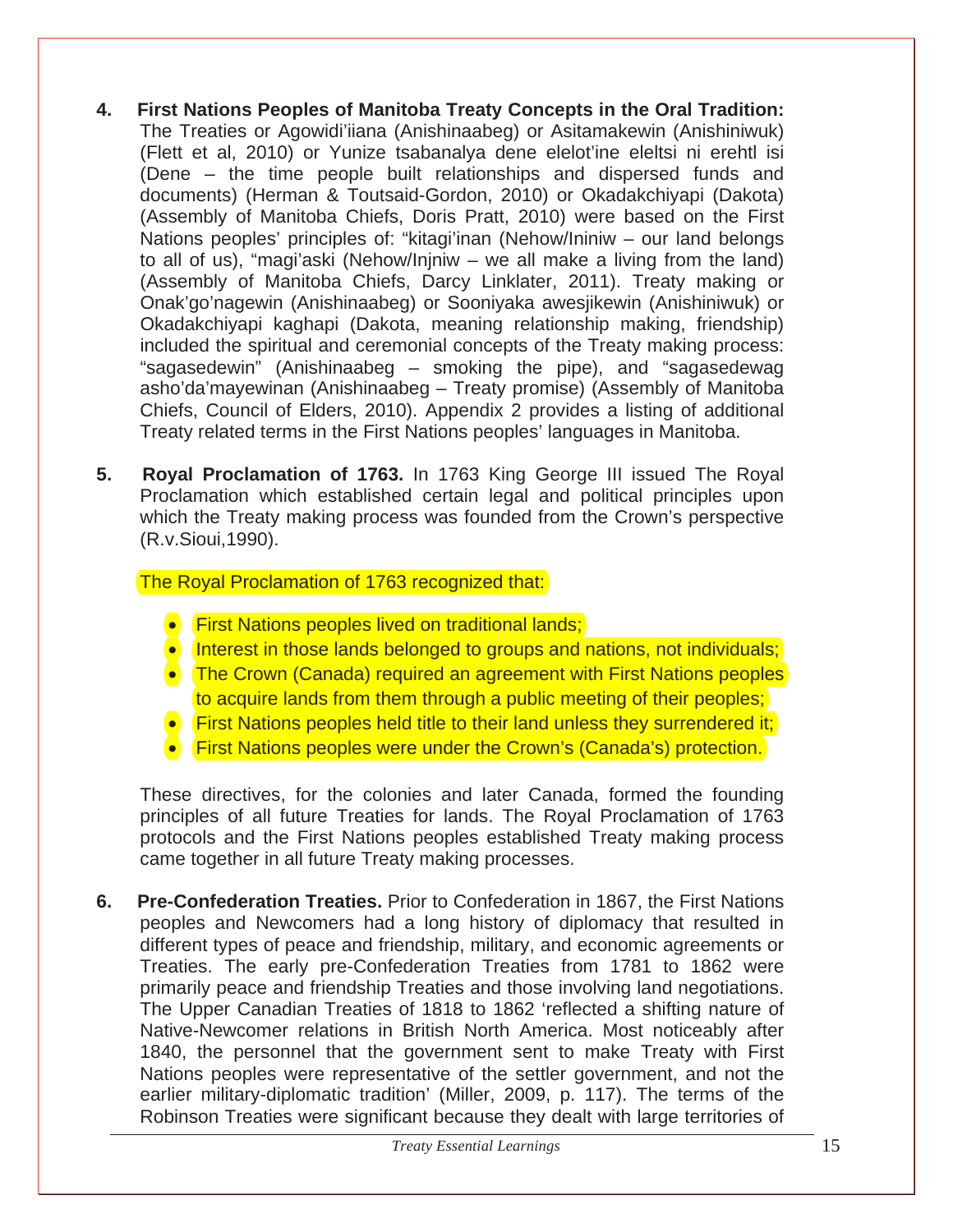4. **First Nations Peoples of Manitoba Treaty Concepts in the Oral Tradition:** The Treaties or Agowidi'iiana (Anishinaabeg) or Asitamakewin (Anishiniwuk) (Flett et al, 2010) or Yunize tsabanalya dene elelot'ine eleltsi ni erehtl isi (Dene – the time people built relationships and dispersed funds and documents) (Herman & Toutsaid-Gordon, 2010) or Okadakchiyapi (Dakota) (Assembly of Manitoba Chiefs, Doris Pratt, 2010) were based on the First Nations peoples' principles of: "kitagi'inan (Nehow/Ininiw – our land belongs to all of us), "magi'aski (Nehow/Injniw – we all make a living from the land) (Assembly of Manitoba Chiefs, Darcy Linklater, 2011). Treaty making or Onak'go'nagewin (Anishinaabeg) or Sooniyaka awesjikewin (Anishiniwuk) or Okadakchiyapi kaghapi (Dakota, meaning relationship making, friendship) included the spiritual and ceremonial concepts of the Treaty making process: "sagasedewin" (Anishinaabeg – smoking the pipe), and "sagasedewag asho'da'mayewinan (Anishinaabeg – Treaty promise) (Assembly of Manitoba Chiefs, Council of Elders, 2010). Appendix 2 provides a listing of additional Treaty related terms in the First Nations peoples' languages in Manitoba.

5. **Royal Proclamation of 1763.** In 1763 King George III issued The Royal Proclamation which established certain legal and political principles upon which the Treaty making process was founded from the Crown's perspective (R.v.Sioui,1990).

   The Royal Proclamation of 1763 recognized that:

   - First Nations peoples lived on traditional lands;
   - Interest in those lands belonged to groups and nations, not individuals;
   - The Crown (Canada) required an agreement with First Nations peoples to acquire lands from them through a public meeting of their peoples;
   - First Nations peoples held title to their land unless they surrendered it;
   - First Nations peoples were under the Crown's (Canada's) protection.

   These directives, for the colonies and later Canada, formed the founding principles of all future Treaties for lands. The Royal Proclamation of 1763 protocols and the First Nations peoples established Treaty making process came together in all future Treaty making processes.

6. **Pre-Confederation Treaties.** Prior to Confederation in 1867, the First Nations peoples and Newcomers had a long history of diplomacy that resulted in different types of peace and friendship, military, and economic agreements or Treaties. The early pre-Confederation Treaties from 1781 to 1862 were primarily peace and friendship Treaties and those involving land negotiations. The Upper Canadian Treaties of 1818 to 1862 'reflected a shifting nature of Native-Newcomer relations in British North America. Most noticeably after 1840, the personnel that the government sent to make Treaty with First Nations peoples were representative of the settler government, and not the earlier military-diplomatic tradition' (Miller, 2009, p. 117). The terms of the Robinson Treaties were significant because they dealt with large territories of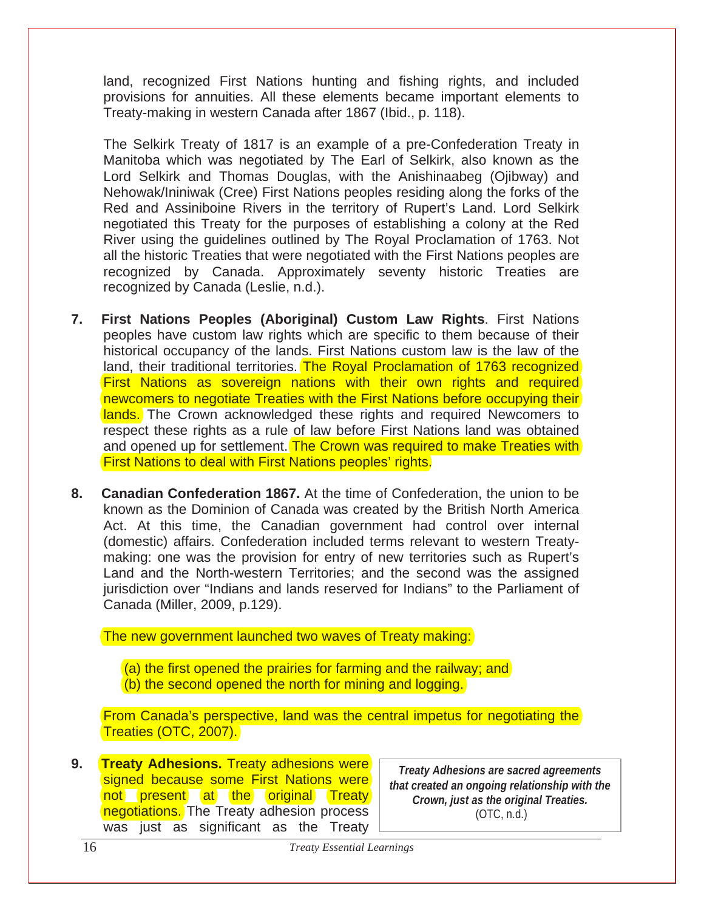land, recognized First Nations hunting and fishing rights, and included provisions for annuities. All these elements became important elements to Treaty-making in western Canada after 1867 (Ibid., p. 118).

The Selkirk Treaty of 1817 is an example of a pre-Confederation Treaty in Manitoba which was negotiated by The Earl of Selkirk, also known as the Lord Selkirk and Thomas Douglas, with the Anishinaabeg (Ojibway) and Nehowak/Ininiwak (Cree) First Nations peoples residing along the forks of the Red and Assiniboine Rivers in the territory of Rupert's Land. Lord Selkirk negotiated this Treaty for the purposes of establishing a colony at the Red River using the guidelines outlined by The Royal Proclamation of 1763. Not all the historic Treaties that were negotiated with the First Nations peoples are recognized by Canada. Approximately seventy historic Treaties are recognized by Canada (Leslie, n.d.).

7. **First Nations Peoples (Aboriginal) Custom Law Rights**. First Nations peoples have custom law rights which are specific to them because of their historical occupancy of the lands. First Nations custom law is the law of the land, their traditional territories. The Royal Proclamation of 1763 recognized First Nations as sovereign nations with their own rights and required newcomers to negotiate Treaties with the First Nations before occupying their lands. The Crown acknowledged these rights and required Newcomers to respect these rights as a rule of law before First Nations land was obtained and opened up for settlement. The Crown was required to make Treaties with First Nations to deal with First Nations peoples' rights.

8. **Canadian Confederation 1867.** At the time of Confederation, the union to be known as the Dominion of Canada was created by the British North America Act. At this time, the Canadian government had control over internal (domestic) affairs. Confederation included terms relevant to western Treaty-making: one was the provision for entry of new territories such as Rupert's Land and the North-western Territories; and the second was the assigned jurisdiction over "Indians and lands reserved for Indians" to the Parliament of Canada (Miller, 2009, p.129).

   The new government launched two waves of Treaty making:

   (a) the first opened the prairies for farming and the railway; and
   (b) the second opened the north for mining and logging.

   From Canada's perspective, land was the central impetus for negotiating the Treaties (OTC, 2007).

9. **Treaty Adhesions.** Treaty adhesions were signed because some First Nations were not present at the original Treaty negotiations. The Treaty adhesion process was just as significant as the Treaty

> ***Treaty Adhesions are sacred agreements that created an ongoing relationship with the Crown, just as the original Treaties.***
> (OTC, n.d.)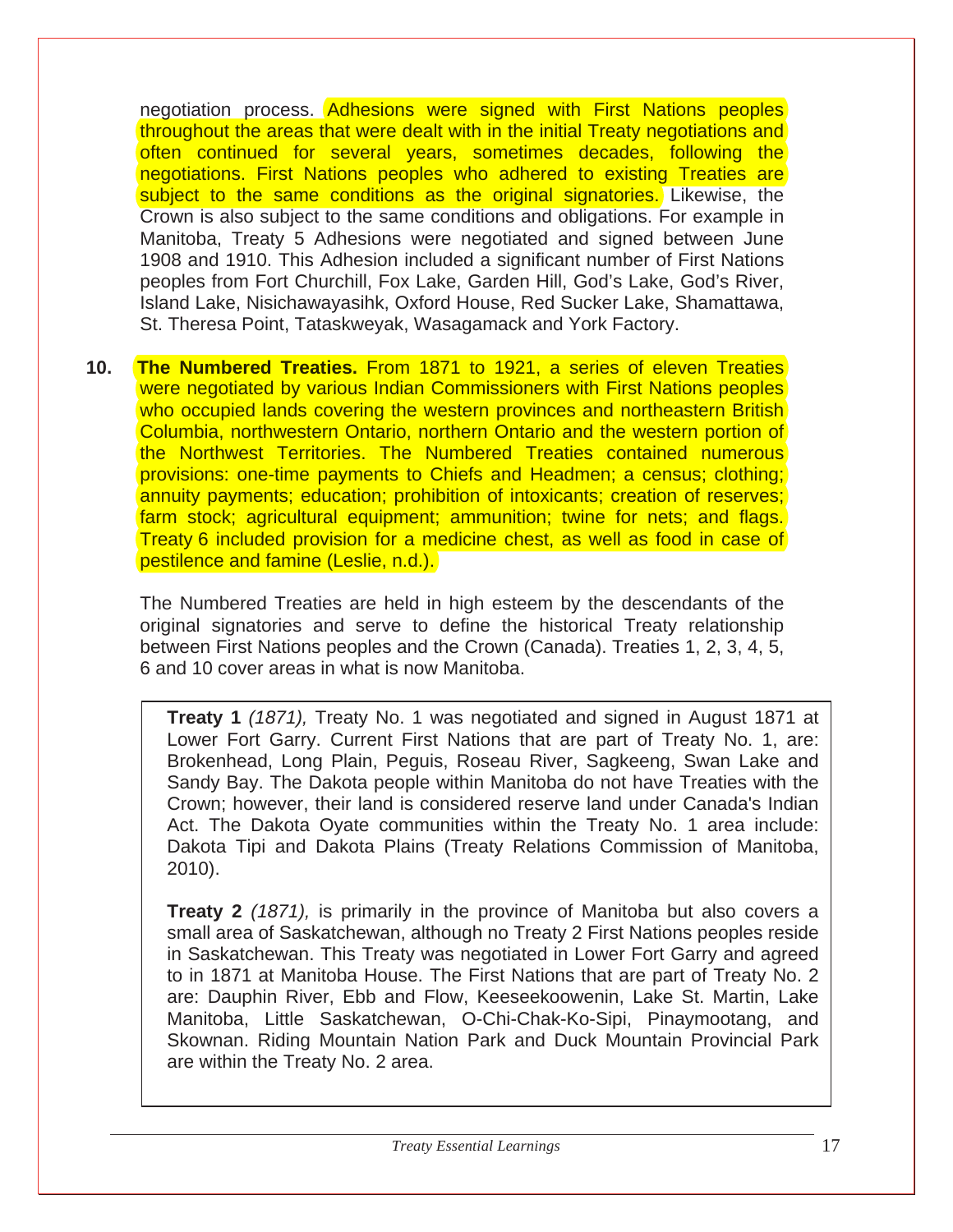negotiation process. Adhesions were signed with First Nations peoples throughout the areas that were dealt with in the initial Treaty negotiations and often continued for several years, sometimes decades, following the negotiations. First Nations peoples who adhered to existing Treaties are subject to the same conditions as the original signatories. Likewise, the Crown is also subject to the same conditions and obligations. For example in Manitoba, Treaty 5 Adhesions were negotiated and signed between June 1908 and 1910. This Adhesion included a significant number of First Nations peoples from Fort Churchill, Fox Lake, Garden Hill, God's Lake, God's River, Island Lake, Nisichawayasihk, Oxford House, Red Sucker Lake, Shamattawa, St. Theresa Point, Tataskweyak, Wasagamack and York Factory.

10. **The Numbered Treaties.** From 1871 to 1921, a series of eleven Treaties were negotiated by various Indian Commissioners with First Nations peoples who occupied lands covering the western provinces and northeastern British Columbia, northwestern Ontario, northern Ontario and the western portion of the Northwest Territories. The Numbered Treaties contained numerous provisions: one-time payments to Chiefs and Headmen; a census; clothing; annuity payments; education; prohibition of intoxicants; creation of reserves; farm stock; agricultural equipment; ammunition; twine for nets; and flags. Treaty 6 included provision for a medicine chest, as well as food in case of pestilence and famine (Leslie, n.d.).

    The Numbered Treaties are held in high esteem by the descendants of the original signatories and serve to define the historical Treaty relationship between First Nations peoples and the Crown (Canada). Treaties 1, 2, 3, 4, 5, 6 and 10 cover areas in what is now Manitoba.

> **Treaty 1** *(1871),* Treaty No. 1 was negotiated and signed in August 1871 at Lower Fort Garry. Current First Nations that are part of Treaty No. 1, are: Brokenhead, Long Plain, Peguis, Roseau River, Sagkeeng, Swan Lake and Sandy Bay. The Dakota people within Manitoba do not have Treaties with the Crown; however, their land is considered reserve land under Canada's Indian Act. The Dakota Oyate communities within the Treaty No. 1 area include: Dakota Tipi and Dakota Plains (Treaty Relations Commission of Manitoba, 2010).
>
> **Treaty 2** *(1871),* is primarily in the province of Manitoba but also covers a small area of Saskatchewan, although no Treaty 2 First Nations peoples reside in Saskatchewan. This Treaty was negotiated in Lower Fort Garry and agreed to in 1871 at Manitoba House. The First Nations that are part of Treaty No. 2 are: Dauphin River, Ebb and Flow, Keeseekoowenin, Lake St. Martin, Lake Manitoba, Little Saskatchewan, O-Chi-Chak-Ko-Sipi, Pinaymootang, and Skownan. Riding Mountain Nation Park and Duck Mountain Provincial Park are within the Treaty No. 2 area.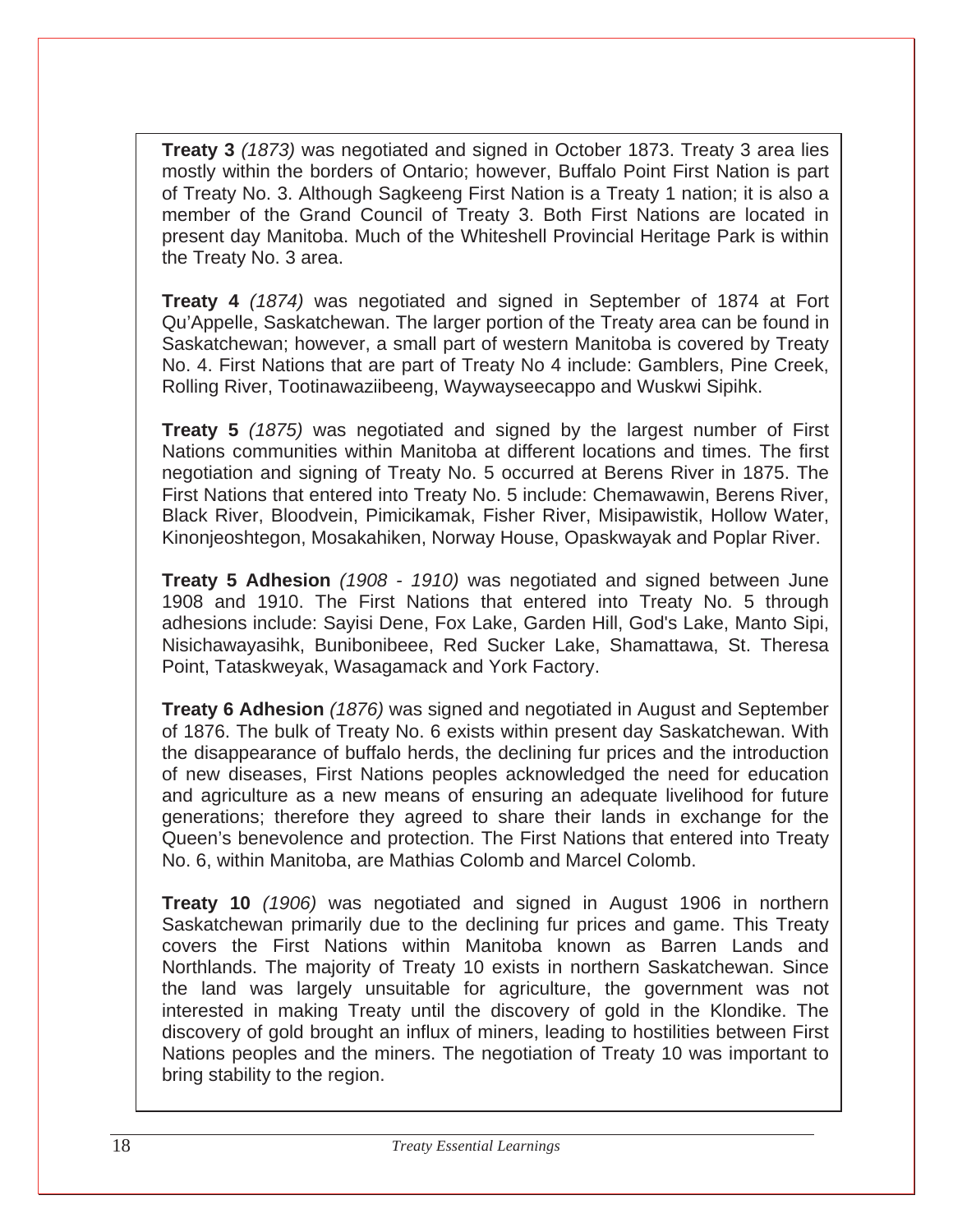**Treaty 3** *(1873)* was negotiated and signed in October 1873. Treaty 3 area lies mostly within the borders of Ontario; however, Buffalo Point First Nation is part of Treaty No. 3. Although Sagkeeng First Nation is a Treaty 1 nation; it is also a member of the Grand Council of Treaty 3. Both First Nations are located in present day Manitoba. Much of the Whiteshell Provincial Heritage Park is within the Treaty No. 3 area.

**Treaty 4** *(1874)* was negotiated and signed in September of 1874 at Fort Qu'Appelle, Saskatchewan. The larger portion of the Treaty area can be found in Saskatchewan; however, a small part of western Manitoba is covered by Treaty No. 4. First Nations that are part of Treaty No 4 include: Gamblers, Pine Creek, Rolling River, Tootinawaziibeeng, Waywayseecappo and Wuskwi Sipihk.

**Treaty 5** *(1875)* was negotiated and signed by the largest number of First Nations communities within Manitoba at different locations and times. The first negotiation and signing of Treaty No. 5 occurred at Berens River in 1875. The First Nations that entered into Treaty No. 5 include: Chemawawin, Berens River, Black River, Bloodvein, Pimicikamak, Fisher River, Misipawistik, Hollow Water, Kinonjeoshtegon, Mosakahiken, Norway House, Opaskwayak and Poplar River.

**Treaty 5 Adhesion** *(1908 - 1910)* was negotiated and signed between June 1908 and 1910. The First Nations that entered into Treaty No. 5 through adhesions include: Sayisi Dene, Fox Lake, Garden Hill, God's Lake, Manto Sipi, Nisichawayasihk, Bunibonibeee, Red Sucker Lake, Shamattawa, St. Theresa Point, Tataskweyak, Wasagamack and York Factory.

**Treaty 6 Adhesion** *(1876)* was signed and negotiated in August and September of 1876. The bulk of Treaty No. 6 exists within present day Saskatchewan. With the disappearance of buffalo herds, the declining fur prices and the introduction of new diseases, First Nations peoples acknowledged the need for education and agriculture as a new means of ensuring an adequate livelihood for future generations; therefore they agreed to share their lands in exchange for the Queen's benevolence and protection. The First Nations that entered into Treaty No. 6, within Manitoba, are Mathias Colomb and Marcel Colomb.

**Treaty 10** *(1906)* was negotiated and signed in August 1906 in northern Saskatchewan primarily due to the declining fur prices and game. This Treaty covers the First Nations within Manitoba known as Barren Lands and Northlands. The majority of Treaty 10 exists in northern Saskatchewan. Since the land was largely unsuitable for agriculture, the government was not interested in making Treaty until the discovery of gold in the Klondike. The discovery of gold brought an influx of miners, leading to hostilities between First Nations peoples and the miners. The negotiation of Treaty 10 was important to bring stability to the region.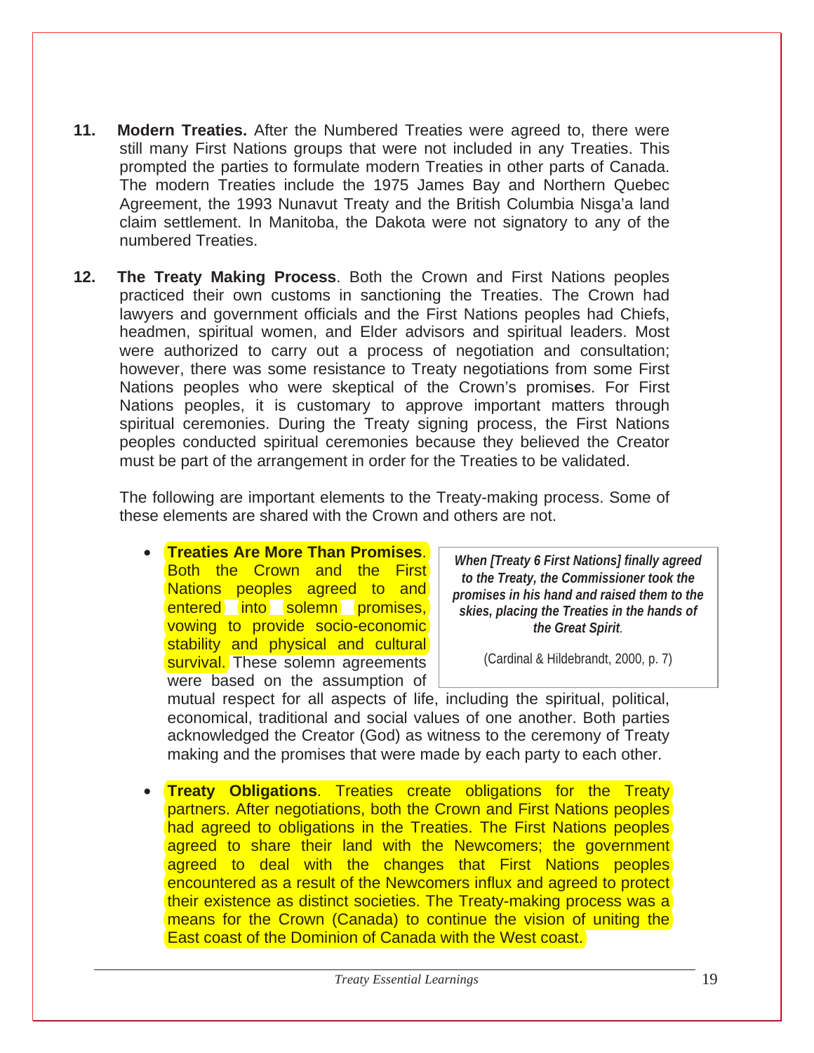**11. Modern Treaties.** After the Numbered Treaties were agreed to, there were still many First Nations groups that were not included in any Treaties. This prompted the parties to formulate modern Treaties in other parts of Canada. The modern Treaties include the 1975 James Bay and Northern Quebec Agreement, the 1993 Nunavut Treaty and the British Columbia Nisga'a land claim settlement. In Manitoba, the Dakota were not signatory to any of the numbered Treaties.

**12. The Treaty Making Process**. Both the Crown and First Nations peoples practiced their own customs in sanctioning the Treaties. The Crown had lawyers and government officials and the First Nations peoples had Chiefs, headmen, spiritual women, and Elder advisors and spiritual leaders. Most were authorized to carry out a process of negotiation and consultation; however, there was some resistance to Treaty negotiations from some First Nations peoples who were skeptical of the Crown's promises. For First Nations peoples, it is customary to approve important matters through spiritual ceremonies. During the Treaty signing process, the First Nations peoples conducted spiritual ceremonies because they believed the Creator must be part of the arrangement in order for the Treaties to be validated.

The following are important elements to the Treaty-making process. Some of these elements are shared with the Crown and others are not.

> ***When [Treaty 6 First Nations] finally agreed to the Treaty, the Commissioner took the promises in his hand and raised them to the skies, placing the Treaties in the hands of the Great Spirit.***
>
> (Cardinal & Hildebrandt, 2000, p. 7)

- **Treaties Are More Than Promises**. Both the Crown and the First Nations peoples agreed to and entered into solemn promises, vowing to provide socio-economic stability and physical and cultural survival. These solemn agreements were based on the assumption of mutual respect for all aspects of life, including the spiritual, political, economical, traditional and social values of one another. Both parties acknowledged the Creator (God) as witness to the ceremony of Treaty making and the promises that were made by each party to each other.

- **Treaty Obligations**. Treaties create obligations for the Treaty partners. After negotiations, both the Crown and First Nations peoples had agreed to obligations in the Treaties. The First Nations peoples agreed to share their land with the Newcomers; the government agreed to deal with the changes that First Nations peoples encountered as a result of the Newcomers influx and agreed to protect their existence as distinct societies. The Treaty-making process was a means for the Crown (Canada) to continue the vision of uniting the East coast of the Dominion of Canada with the West coast.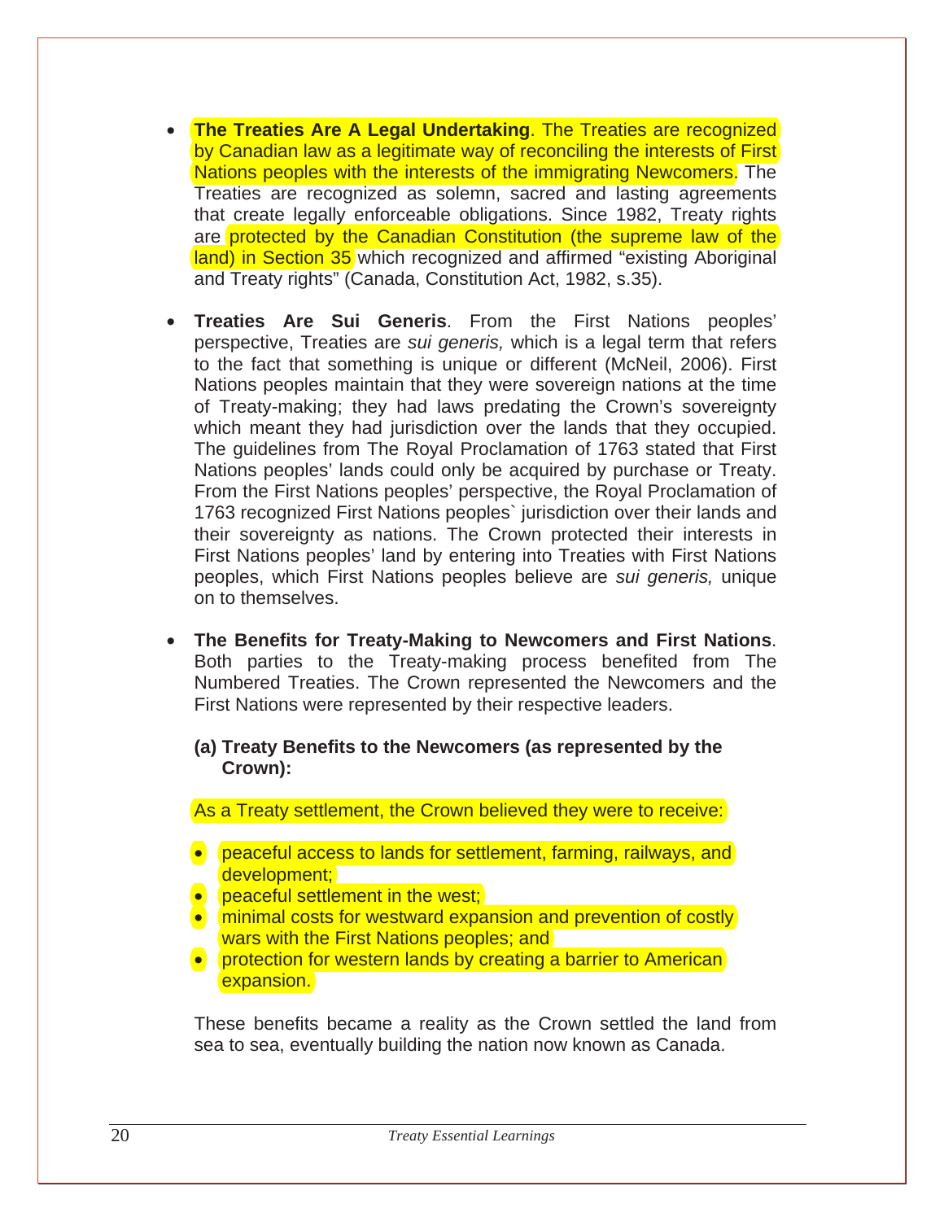- **The Treaties Are A Legal Undertaking**. The Treaties are recognized by Canadian law as a legitimate way of reconciling the interests of First Nations peoples with the interests of the immigrating Newcomers. The Treaties are recognized as solemn, sacred and lasting agreements that create legally enforceable obligations. Since 1982, Treaty rights are protected by the Canadian Constitution (the supreme law of the land) in Section 35 which recognized and affirmed "existing Aboriginal and Treaty rights" (Canada, Constitution Act, 1982, s.35).

- **Treaties Are Sui Generis**. From the First Nations peoples' perspective, Treaties are *sui generis,* which is a legal term that refers to the fact that something is unique or different (McNeil, 2006). First Nations peoples maintain that they were sovereign nations at the time of Treaty-making; they had laws predating the Crown's sovereignty which meant they had jurisdiction over the lands that they occupied. The guidelines from The Royal Proclamation of 1763 stated that First Nations peoples' lands could only be acquired by purchase or Treaty. From the First Nations peoples' perspective, the Royal Proclamation of 1763 recognized First Nations peoples` jurisdiction over their lands and their sovereignty as nations. The Crown protected their interests in First Nations peoples' land by entering into Treaties with First Nations peoples, which First Nations peoples believe are *sui generis,* unique on to themselves.

- **The Benefits for Treaty-Making to Newcomers and First Nations**. Both parties to the Treaty-making process benefited from The Numbered Treaties. The Crown represented the Newcomers and the First Nations were represented by their respective leaders.

  **(a) Treaty Benefits to the Newcomers (as represented by the Crown):**

  As a Treaty settlement, the Crown believed they were to receive:

  - peaceful access to lands for settlement, farming, railways, and development;
  - peaceful settlement in the west;
  - minimal costs for westward expansion and prevention of costly wars with the First Nations peoples; and
  - protection for western lands by creating a barrier to American expansion.

  These benefits became a reality as the Crown settled the land from sea to sea, eventually building the nation now known as Canada.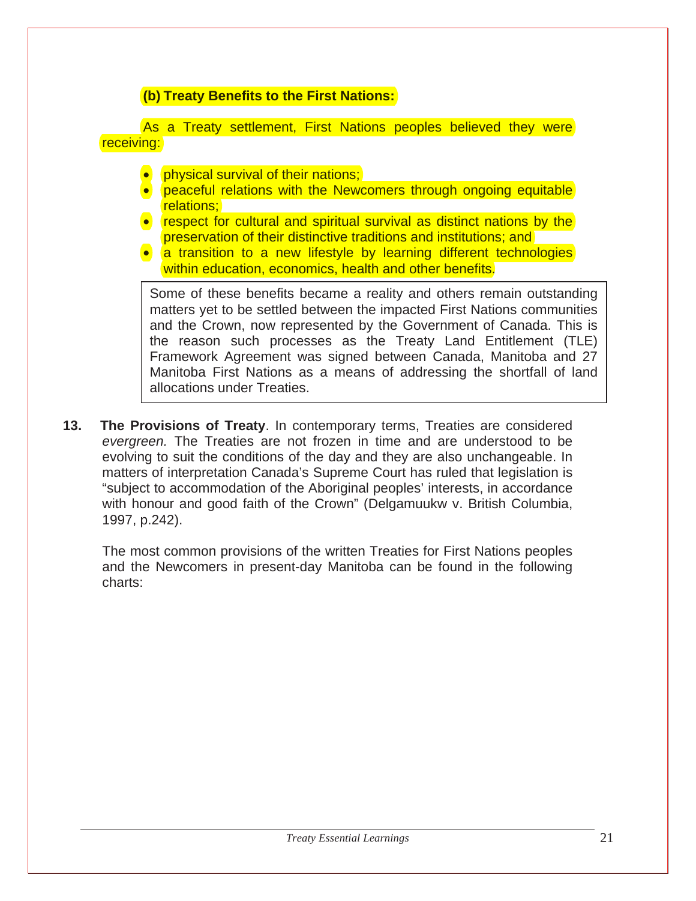### (b) Treaty Benefits to the First Nations:

As a Treaty settlement, First Nations peoples believed they were receiving:

- physical survival of their nations;
- peaceful relations with the Newcomers through ongoing equitable relations;
- respect for cultural and spiritual survival as distinct nations by the preservation of their distinctive traditions and institutions; and
- a transition to a new lifestyle by learning different technologies within education, economics, health and other benefits.

> Some of these benefits became a reality and others remain outstanding matters yet to be settled between the impacted First Nations communities and the Crown, now represented by the Government of Canada. This is the reason such processes as the Treaty Land Entitlement (TLE) Framework Agreement was signed between Canada, Manitoba and 27 Manitoba First Nations as a means of addressing the shortfall of land allocations under Treaties.

**13. The Provisions of Treaty**. In contemporary terms, Treaties are considered *evergreen.* The Treaties are not frozen in time and are understood to be evolving to suit the conditions of the day and they are also unchangeable. In matters of interpretation Canada's Supreme Court has ruled that legislation is "subject to accommodation of the Aboriginal peoples' interests, in accordance with honour and good faith of the Crown" (Delgamuukw v. British Columbia, 1997, p.242).

The most common provisions of the written Treaties for First Nations peoples and the Newcomers in present-day Manitoba can be found in the following charts: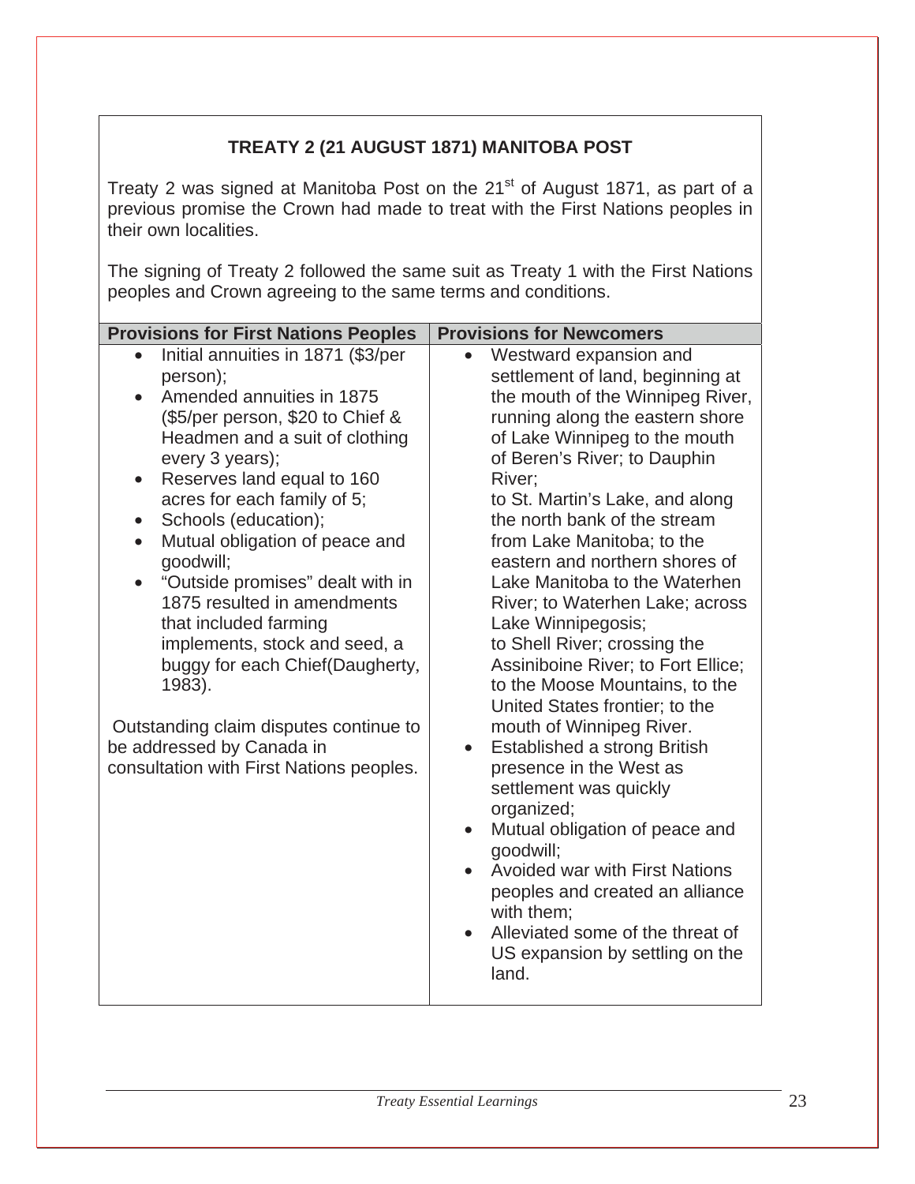## TREATY 2 (21 AUGUST 1871) MANITOBA POST

Treaty 2 was signed at Manitoba Post on the 21st of August 1871, as part of a previous promise the Crown had made to treat with the First Nations peoples in their own localities.

The signing of Treaty 2 followed the same suit as Treaty 1 with the First Nations peoples and Crown agreeing to the same terms and conditions.

| Provisions for First Nations Peoples | Provisions for Newcomers |
|---|---|
| • Initial annuities in 1871 ($3/per person);<br>• Amended annuities in 1875 ($5/per person, $20 to Chief & Headmen and a suit of clothing every 3 years);<br>• Reserves land equal to 160 acres for each family of 5;<br>• Schools (education);<br>• Mutual obligation of peace and goodwill;<br>• "Outside promises" dealt with in 1875 resulted in amendments that included farming implements, stock and seed, a buggy for each Chief(Daugherty, 1983).<br><br>Outstanding claim disputes continue to be addressed by Canada in consultation with First Nations peoples. | • Westward expansion and settlement of land, beginning at the mouth of the Winnipeg River, running along the eastern shore of Lake Winnipeg to the mouth of Beren's River; to Dauphin River;<br>to St. Martin's Lake, and along the north bank of the stream from Lake Manitoba; to the eastern and northern shores of Lake Manitoba to the Waterhen River; to Waterhen Lake; across Lake Winnipegosis;<br>to Shell River; crossing the Assiniboine River; to Fort Ellice; to the Moose Mountains, to the United States frontier; to the mouth of Winnipeg River.<br>• Established a strong British presence in the West as settlement was quickly organized;<br>• Mutual obligation of peace and goodwill;<br>• Avoided war with First Nations peoples and created an alliance with them;<br>• Alleviated some of the threat of US expansion by settling on the land. |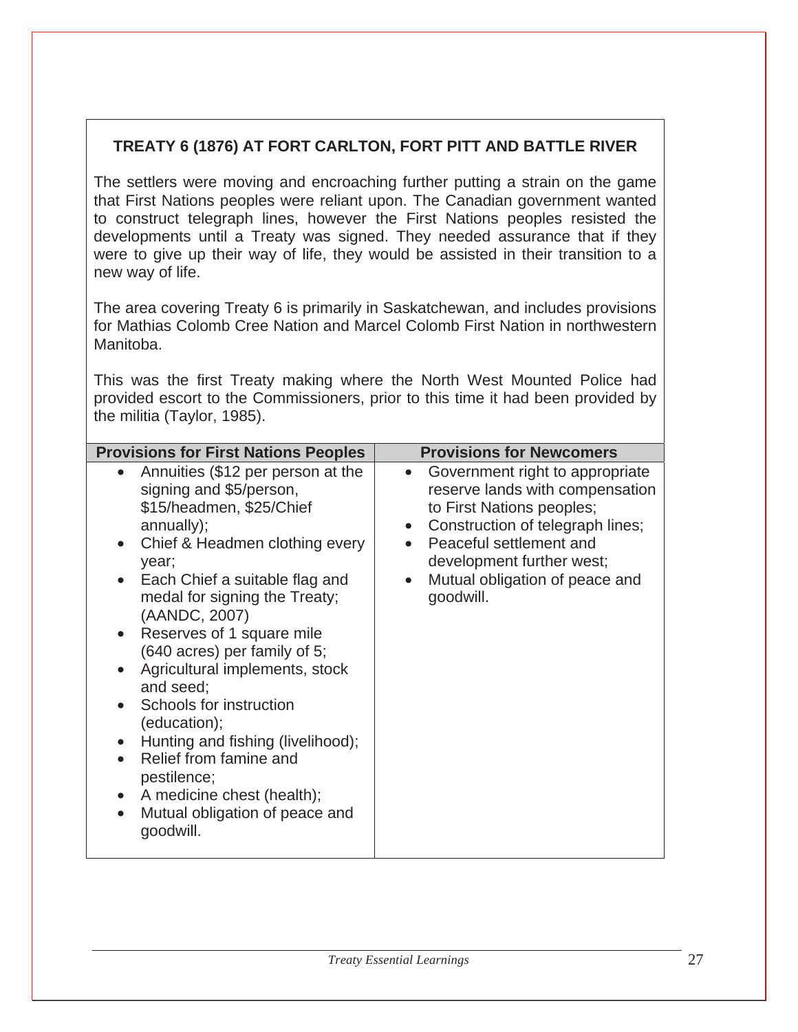**TREATY 6 (1876) AT FORT CARLTON, FORT PITT AND BATTLE RIVER**

The settlers were moving and encroaching further putting a strain on the game that First Nations peoples were reliant upon. The Canadian government wanted to construct telegraph lines, however the First Nations peoples resisted the developments until a Treaty was signed. They needed assurance that if they were to give up their way of life, they would be assisted in their transition to a new way of life.

The area covering Treaty 6 is primarily in Saskatchewan, and includes provisions for Mathias Colomb Cree Nation and Marcel Colomb First Nation in northwestern Manitoba.

This was the first Treaty making where the North West Mounted Police had provided escort to the Commissioners, prior to this time it had been provided by the militia (Taylor, 1985).

| Provisions for First Nations Peoples | Provisions for Newcomers |
|---|---|
| • Annuities ($12 per person at the signing and $5/person, $15/headmen, $25/Chief annually);<br>• Chief & Headmen clothing every year;<br>• Each Chief a suitable flag and medal for signing the Treaty; (AANDC, 2007)<br>• Reserves of 1 square mile (640 acres) per family of 5;<br>• Agricultural implements, stock and seed;<br>• Schools for instruction (education);<br>• Hunting and fishing (livelihood);<br>• Relief from famine and pestilence;<br>• A medicine chest (health);<br>• Mutual obligation of peace and goodwill. | • Government right to appropriate reserve lands with compensation to First Nations peoples;<br>• Construction of telegraph lines;<br>• Peaceful settlement and development further west;<br>• Mutual obligation of peace and goodwill. |